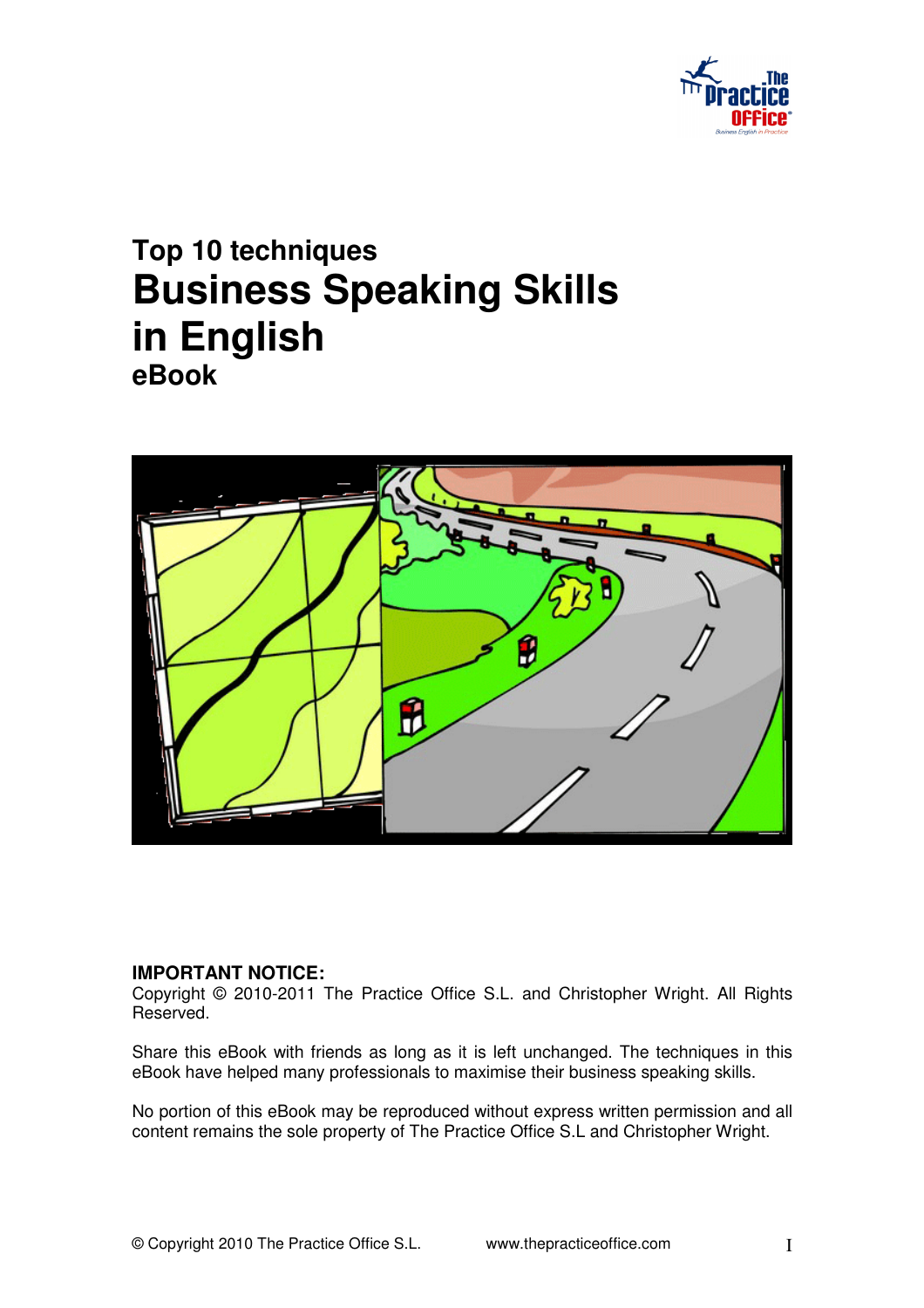## Top 10 techniques

# Business Speaking Skills in English

## eBook

**IMPORTANT NOTICE:**
Copyright © 2010-2011 The Practice Office S.L. and Christopher Wright. All Rights Reserved.

Share this eBook with friends as long as it is left unchanged. The techniques in this eBook have helped many professionals to maximise their business speaking skills.

No portion of this eBook may be reproduced without express written permission and all content remains the sole property of The Practice Office S.L and Christopher Wright.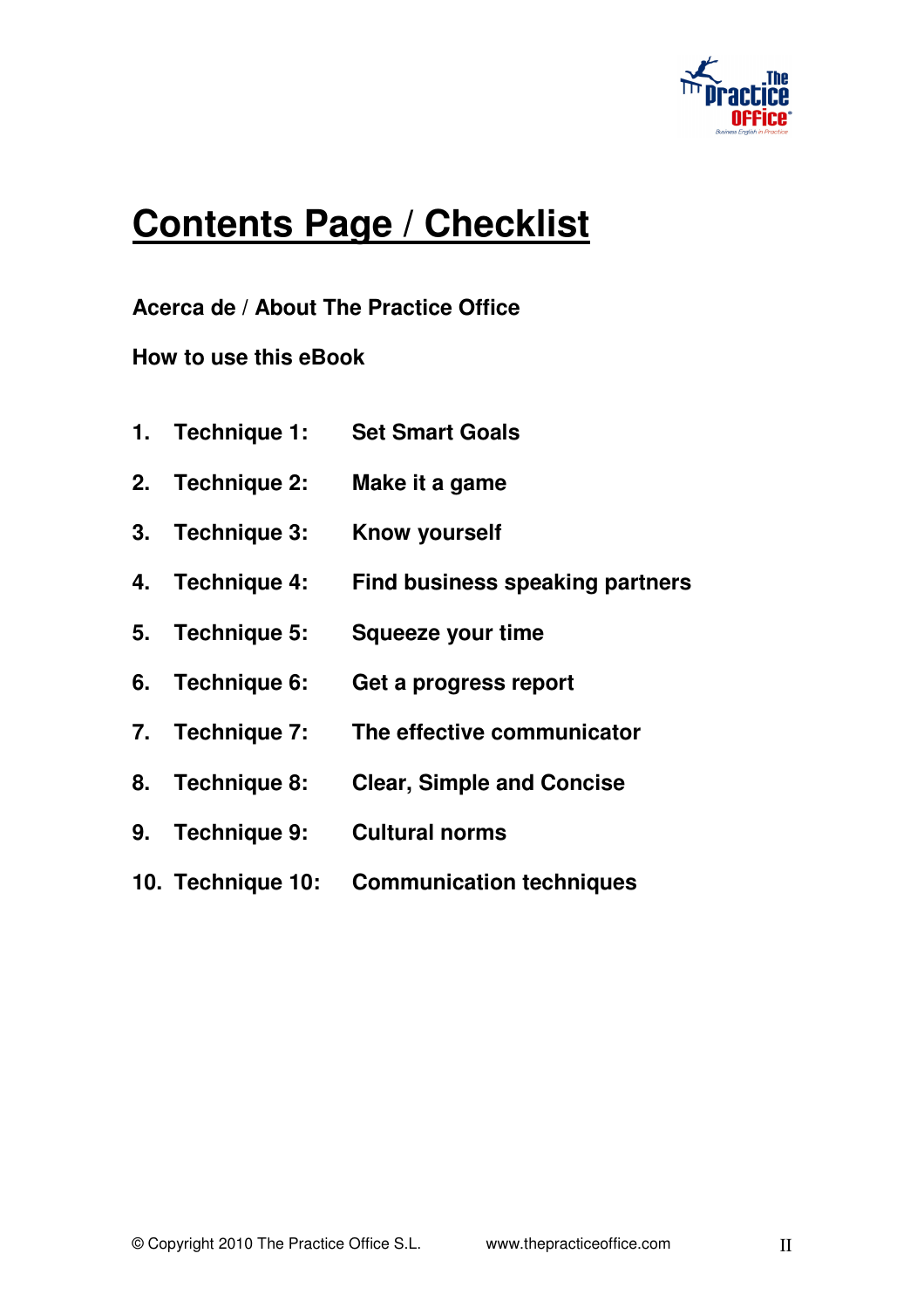# Contents Page / Checklist

**Acerca de / About The Practice Office**

**How to use this eBook**

1. **Technique 1: Set Smart Goals**
2. **Technique 2: Make it a game**
3. **Technique 3: Know yourself**
4. **Technique 4: Find business speaking partners**
5. **Technique 5: Squeeze your time**
6. **Technique 6: Get a progress report**
7. **Technique 7: The effective communicator**
8. **Technique 8: Clear, Simple and Concise**
9. **Technique 9: Cultural norms**
10. **Technique 10: Communication techniques**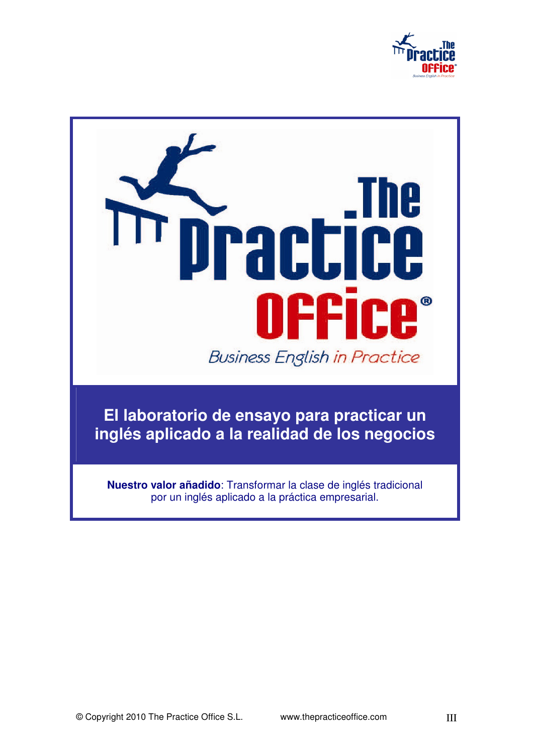# The Practice Office®

*Business English in Practice*

## El laboratorio de ensayo para practicar un inglés aplicado a la realidad de los negocios

**Nuestro valor añadido**: Transformar la clase de inglés tradicional por un inglés aplicado a la práctica empresarial.

© Copyright 2010 The Practice Office S.L. www.thepracticeoffice.com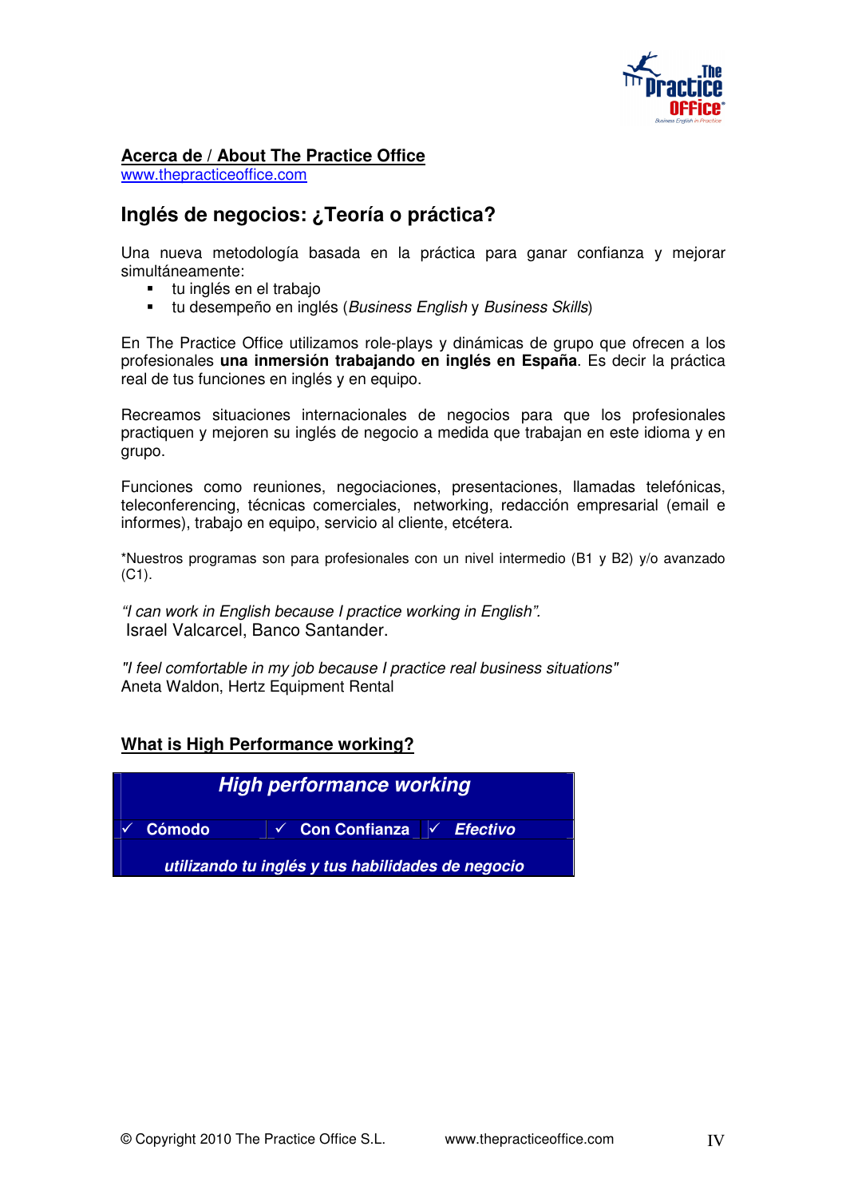## Acerca de / About The Practice Office

www.thepracticeoffice.com

## Inglés de negocios: ¿Teoría o práctica?

Una nueva metodología basada en la práctica para ganar confianza y mejorar simultáneamente:

- tu inglés en el trabajo
- tu desempeño en inglés (*Business English* y *Business Skills*)

En The Practice Office utilizamos role-plays y dinámicas de grupo que ofrecen a los profesionales **una inmersión trabajando en inglés en España**. Es decir la práctica real de tus funciones en inglés y en equipo.

Recreamos situaciones internacionales de negocios para que los profesionales practiquen y mejoren su inglés de negocio a medida que trabajan en este idioma y en grupo.

Funciones como reuniones, negociaciones, presentaciones, llamadas telefónicas, teleconferencing, técnicas comerciales, networking, redacción empresarial (email e informes), trabajo en equipo, servicio al cliente, etcétera.

*Nuestros programas son para profesionales con un nivel intermedio (B1 y B2) y/o avanzado (C1).

*"I can work in English because I practice working in English".*
Israel Valcarcel, Banco Santander.

*"I feel comfortable in my job because I practice real business situations"*
Aneta Waldon, Hertz Equipment Rental

## What is High Performance working?

| ***High performance working*** | | |
|---|---|---|
| ✓ **Cómodo** | ✓ **Con Confianza** | ✓ ***Efectivo*** |
| ***utilizando tu inglés y tus habilidades de negocio*** | | |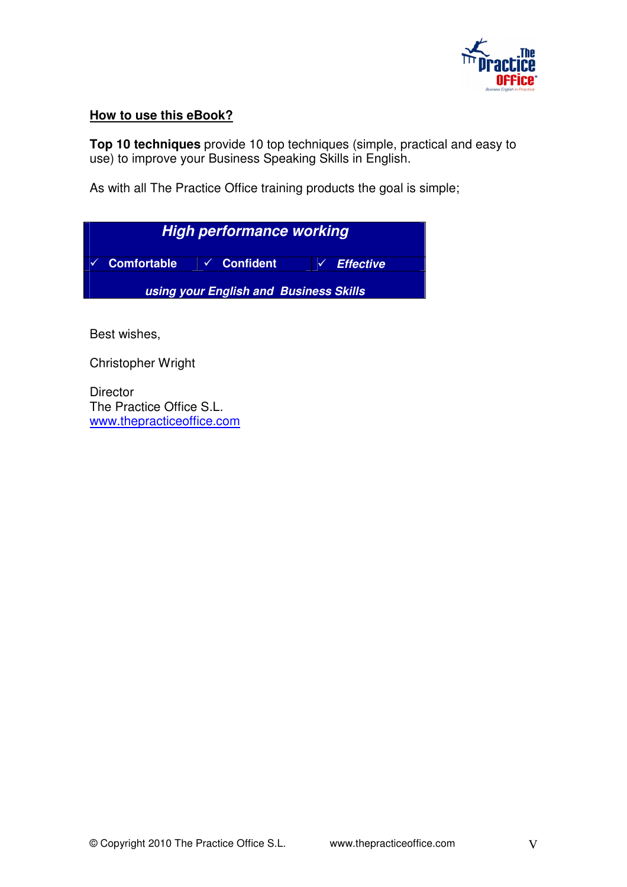## How to use this eBook?

**Top 10 techniques** provide 10 top techniques (simple, practical and easy to use) to improve your Business Speaking Skills in English.

As with all The Practice Office training products the goal is simple;

| ***High performance working*** | | |
|---|---|---|
| ✓ **Comfortable** | ✓ **Confident** | ✓ ***Effective*** |
| ***using your English and Business Skills*** | | |

Best wishes,

Christopher Wright

Director
The Practice Office S.L.
[www.thepracticeoffice.com](http://www.thepracticeoffice.com)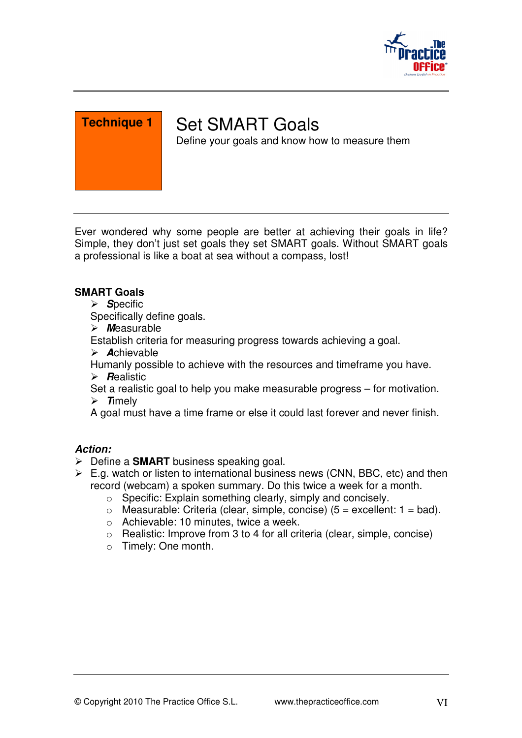**Technique 1**

# Set SMART Goals

Define your goals and know how to measure them

Ever wondered why some people are better at achieving their goals in life? Simple, they don't just set goals they set SMART goals. Without SMART goals a professional is like a boat at sea without a compass, lost!

**SMART Goals**

- ***S***pecific

  Specifically define goals.
- ***M***easurable

  Establish criteria for measuring progress towards achieving a goal.
- ***A***chievable

  Humanly possible to achieve with the resources and timeframe you have.
- ***R***ealistic

  Set a realistic goal to help you make measurable progress – for motivation.
- ***T***imely

  A goal must have a time frame or else it could last forever and never finish.

***Action:***

- Define a **SMART** business speaking goal.
- E.g. watch or listen to international business news (CNN, BBC, etc) and then record (webcam) a spoken summary. Do this twice a week for a month.
  - Specific: Explain something clearly, simply and concisely.
  - Measurable: Criteria (clear, simple, concise) (5 = excellent: 1 = bad).
  - Achievable: 10 minutes, twice a week.
  - Realistic: Improve from 3 to 4 for all criteria (clear, simple, concise)
  - Timely: One month.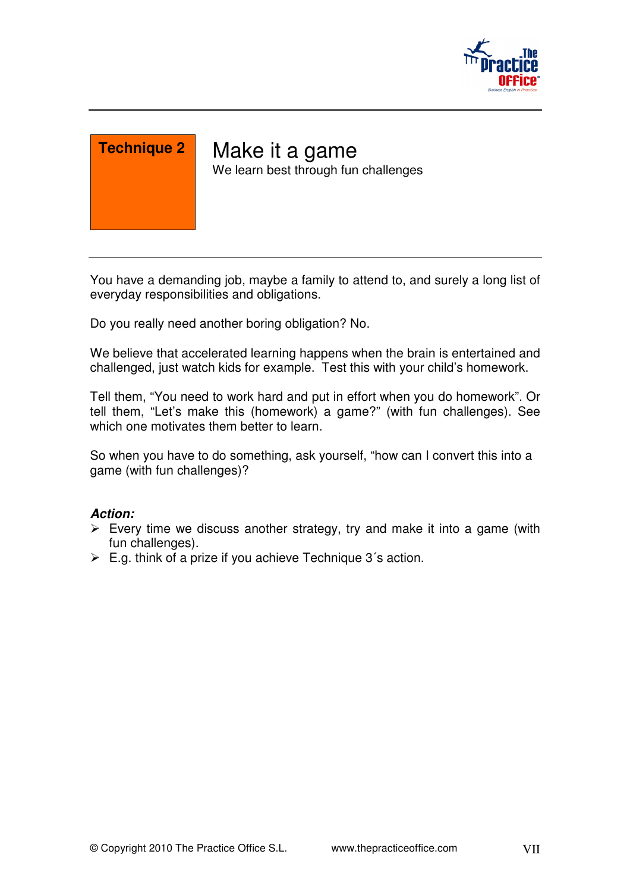**Technique 2**

# Make it a game

We learn best through fun challenges

You have a demanding job, maybe a family to attend to, and surely a long list of everyday responsibilities and obligations.

Do you really need another boring obligation? No.

We believe that accelerated learning happens when the brain is entertained and challenged, just watch kids for example. Test this with your child's homework.

Tell them, "You need to work hard and put in effort when you do homework". Or tell them, "Let's make this (homework) a game?" (with fun challenges). See which one motivates them better to learn.

So when you have to do something, ask yourself, "how can I convert this into a game (with fun challenges)?

***Action:***

- Every time we discuss another strategy, try and make it into a game (with fun challenges).
- E.g. think of a prize if you achieve Technique 3´s action.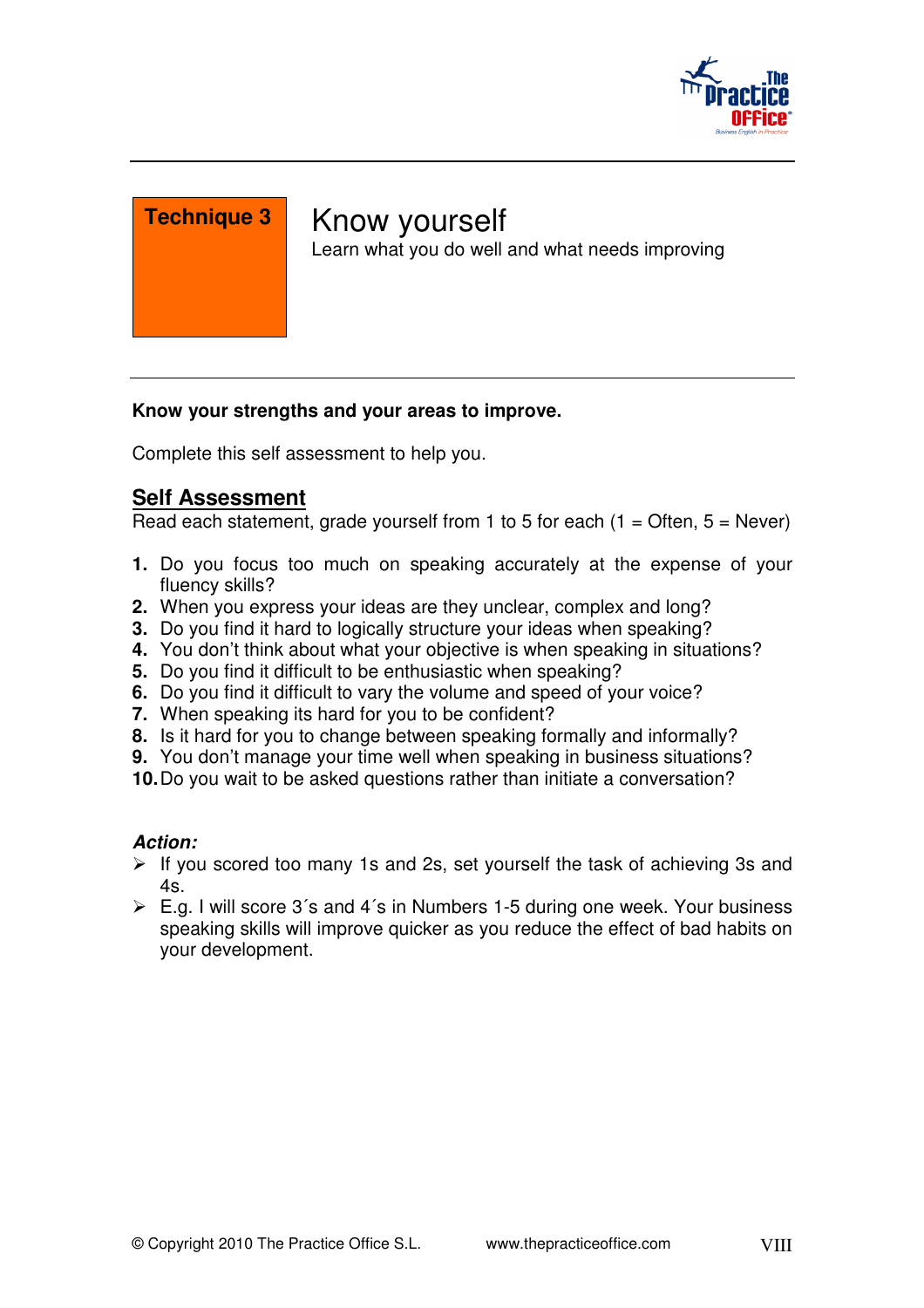**Technique 3**

# Know yourself

Learn what you do well and what needs improving

**Know your strengths and your areas to improve.**

Complete this self assessment to help you.

## Self Assessment

Read each statement, grade yourself from 1 to 5 for each (1 = Often, 5 = Never)

1. Do you focus too much on speaking accurately at the expense of your fluency skills?
2. When you express your ideas are they unclear, complex and long?
3. Do you find it hard to logically structure your ideas when speaking?
4. You don't think about what your objective is when speaking in situations?
5. Do you find it difficult to be enthusiastic when speaking?
6. Do you find it difficult to vary the volume and speed of your voice?
7. When speaking its hard for you to be confident?
8. Is it hard for you to change between speaking formally and informally?
9. You don't manage your time well when speaking in business situations?
10. Do you wait to be asked questions rather than initiate a conversation?

***Action:***

- If you scored too many 1s and 2s, set yourself the task of achieving 3s and 4s.
- E.g. I will score 3´s and 4´s in Numbers 1-5 during one week. Your business speaking skills will improve quicker as you reduce the effect of bad habits on your development.

© Copyright 2010 The Practice Office S.L. www.thepracticeoffice.com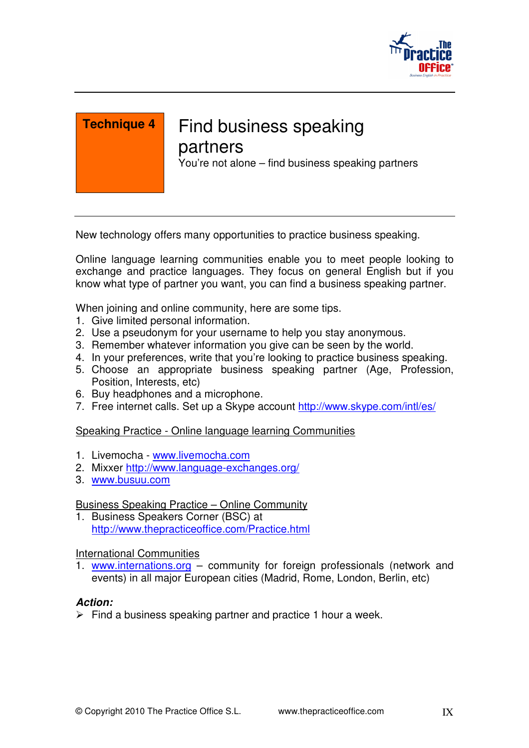**Technique 4**

# Find business speaking partners

You're not alone – find business speaking partners

New technology offers many opportunities to practice business speaking.

Online language learning communities enable you to meet people looking to exchange and practice languages. They focus on general English but if you know what type of partner you want, you can find a business speaking partner.

When joining and online community, here are some tips.

1. Give limited personal information.
2. Use a pseudonym for your username to help you stay anonymous.
3. Remember whatever information you give can be seen by the world.
4. In your preferences, write that you're looking to practice business speaking.
5. Choose an appropriate business speaking partner (Age, Profession, Position, Interests, etc)
6. Buy headphones and a microphone.
7. Free internet calls. Set up a Skype account http://www.skype.com/intl/es/

Speaking Practice - Online language learning Communities

1. Livemocha - www.livemocha.com
2. Mixxer http://www.language-exchanges.org/
3. www.busuu.com

Business Speaking Practice – Online Community

1. Business Speakers Corner (BSC) at http://www.thepracticeoffice.com/Practice.html

International Communities

1. www.internations.org – community for foreign professionals (network and events) in all major European cities (Madrid, Rome, London, Berlin, etc)

***Action:***

- Find a business speaking partner and practice 1 hour a week.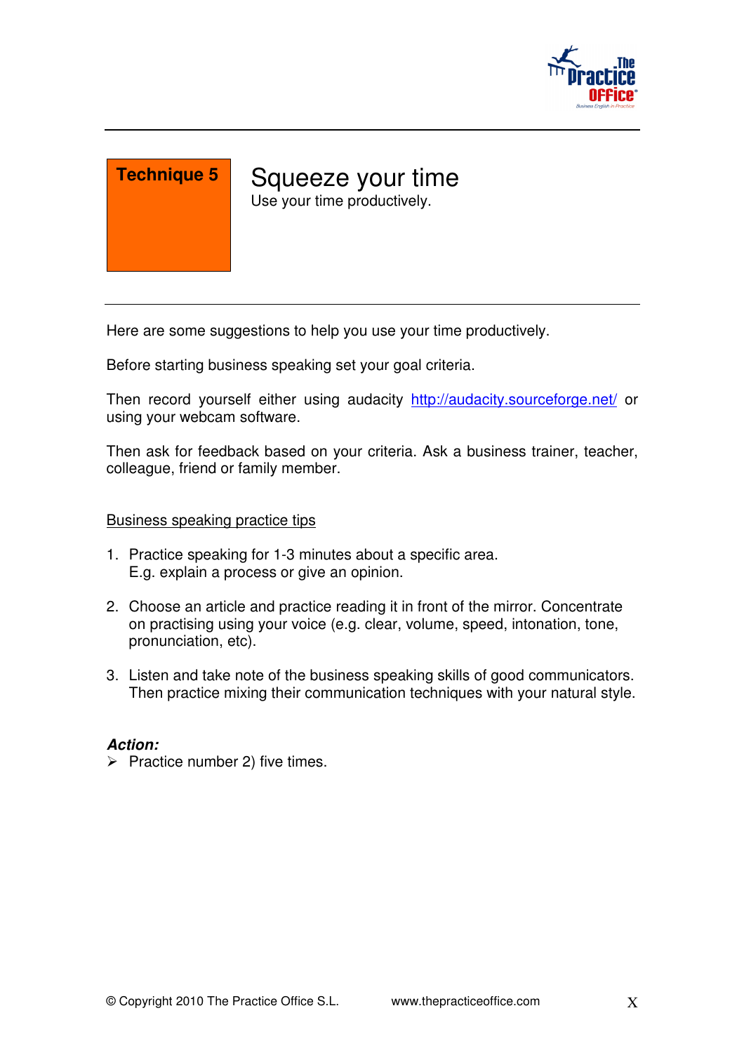**Technique 5**

# Squeeze your time

Use your time productively.

Here are some suggestions to help you use your time productively.

Before starting business speaking set your goal criteria.

Then record yourself either using audacity http://audacity.sourceforge.net/ or using your webcam software.

Then ask for feedback based on your criteria. Ask a business trainer, teacher, colleague, friend or family member.

Business speaking practice tips

1. Practice speaking for 1-3 minutes about a specific area.
   E.g. explain a process or give an opinion.

2. Choose an article and practice reading it in front of the mirror. Concentrate on practising using your voice (e.g. clear, volume, speed, intonation, tone, pronunciation, etc).

3. Listen and take note of the business speaking skills of good communicators. Then practice mixing their communication techniques with your natural style.

***Action:***

- Practice number 2) five times.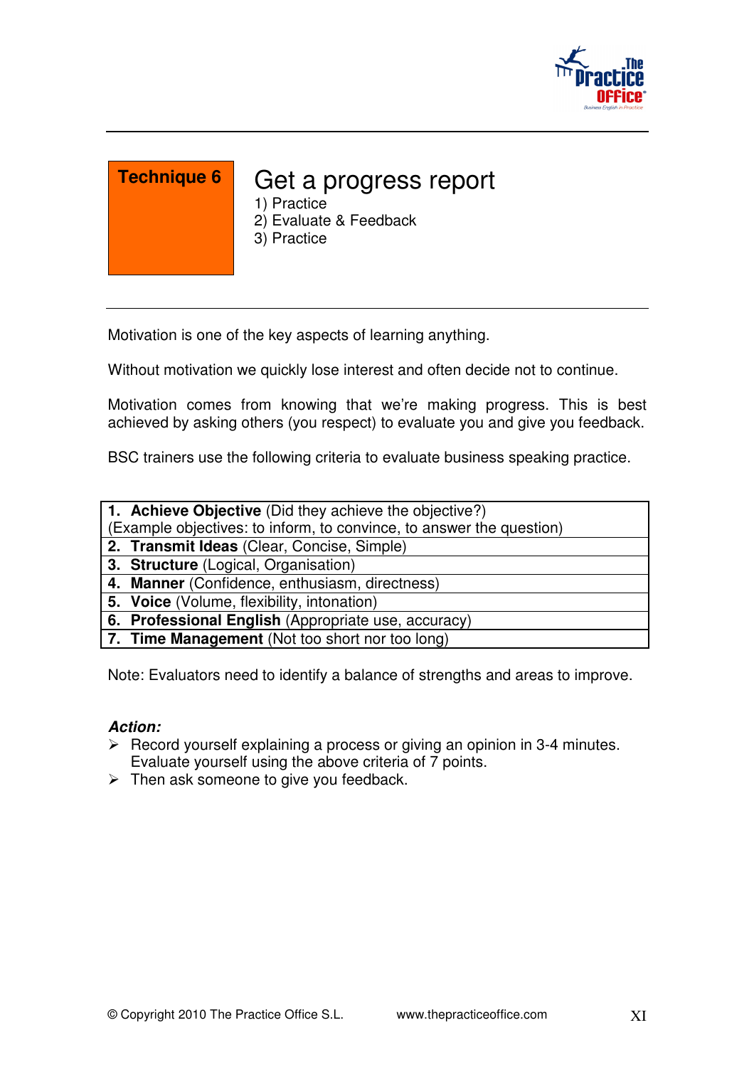**Technique 6**

# Get a progress report

1) Practice
2) Evaluate & Feedback
3) Practice

---

Motivation is one of the key aspects of learning anything.

Without motivation we quickly lose interest and often decide not to continue.

Motivation comes from knowing that we're making progress. This is best achieved by asking others (you respect) to evaluate you and give you feedback.

BSC trainers use the following criteria to evaluate business speaking practice.

| Criteria |
|---|
| **1. Achieve Objective** (Did they achieve the objective?)<br>(Example objectives: to inform, to convince, to answer the question) |
| **2. Transmit Ideas** (Clear, Concise, Simple) |
| **3. Structure** (Logical, Organisation) |
| **4. Manner** (Confidence, enthusiasm, directness) |
| **5. Voice** (Volume, flexibility, intonation) |
| **6. Professional English** (Appropriate use, accuracy) |
| **7. Time Management** (Not too short nor too long) |

Note: Evaluators need to identify a balance of strengths and areas to improve.

***Action:***

- Record yourself explaining a process or giving an opinion in 3-4 minutes. Evaluate yourself using the above criteria of 7 points.
- Then ask someone to give you feedback.

© Copyright 2010 The Practice Office S.L. www.thepracticeoffice.com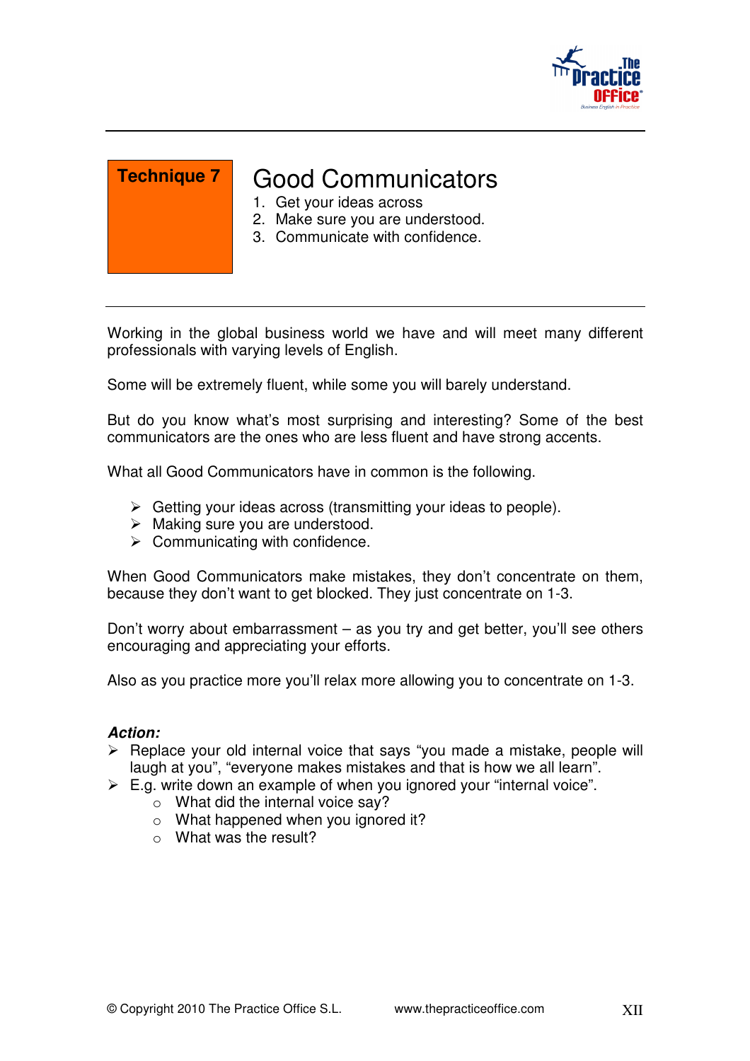**Technique 7**

# Good Communicators

1. Get your ideas across
2. Make sure you are understood.
3. Communicate with confidence.

---

Working in the global business world we have and will meet many different professionals with varying levels of English.

Some will be extremely fluent, while some you will barely understand.

But do you know what's most surprising and interesting? Some of the best communicators are the ones who are less fluent and have strong accents.

What all Good Communicators have in common is the following.

- Getting your ideas across (transmitting your ideas to people).
- Making sure you are understood.
- Communicating with confidence.

When Good Communicators make mistakes, they don't concentrate on them, because they don't want to get blocked. They just concentrate on 1-3.

Don't worry about embarrassment – as you try and get better, you'll see others encouraging and appreciating your efforts.

Also as you practice more you'll relax more allowing you to concentrate on 1-3.

***Action:***

- Replace your old internal voice that says "you made a mistake, people will laugh at you", "everyone makes mistakes and that is how we all learn".
- E.g. write down an example of when you ignored your "internal voice".
  - What did the internal voice say?
  - What happened when you ignored it?
  - What was the result?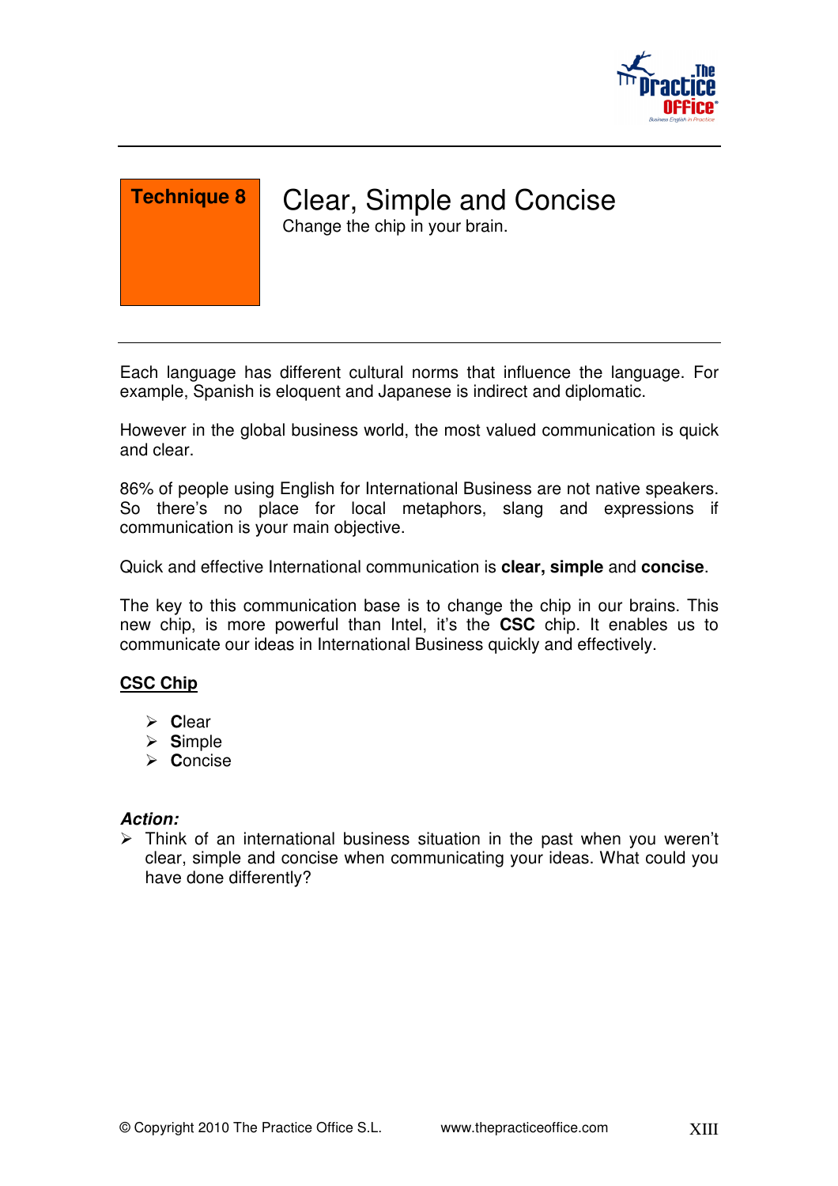**Technique 8**

# Clear, Simple and Concise

Change the chip in your brain.

Each language has different cultural norms that influence the language. For example, Spanish is eloquent and Japanese is indirect and diplomatic.

However in the global business world, the most valued communication is quick and clear.

86% of people using English for International Business are not native speakers. So there's no place for local metaphors, slang and expressions if communication is your main objective.

Quick and effective International communication is **clear, simple** and **concise**.

The key to this communication base is to change the chip in our brains. This new chip, is more powerful than Intel, it's the **CSC** chip. It enables us to communicate our ideas in International Business quickly and effectively.

## CSC Chip

- **C**lear
- **S**imple
- **C**oncise

***Action:***

- Think of an international business situation in the past when you weren't clear, simple and concise when communicating your ideas. What could you have done differently?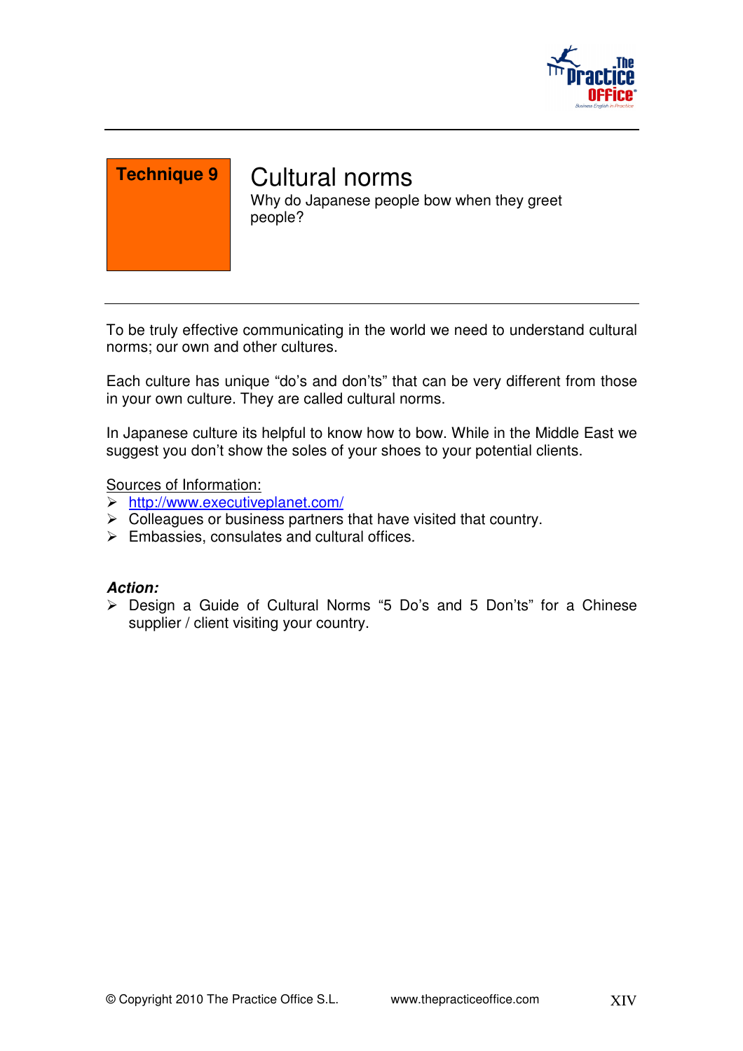**Technique 9**

# Cultural norms

Why do Japanese people bow when they greet people?

To be truly effective communicating in the world we need to understand cultural norms; our own and other cultures.

Each culture has unique "do's and don'ts" that can be very different from those in your own culture. They are called cultural norms.

In Japanese culture its helpful to know how to bow. While in the Middle East we suggest you don't show the soles of your shoes to your potential clients.

Sources of Information:

- http://www.executiveplanet.com/
- Colleagues or business partners that have visited that country.
- Embassies, consulates and cultural offices.

***Action:***

- Design a Guide of Cultural Norms "5 Do's and 5 Don'ts" for a Chinese supplier / client visiting your country.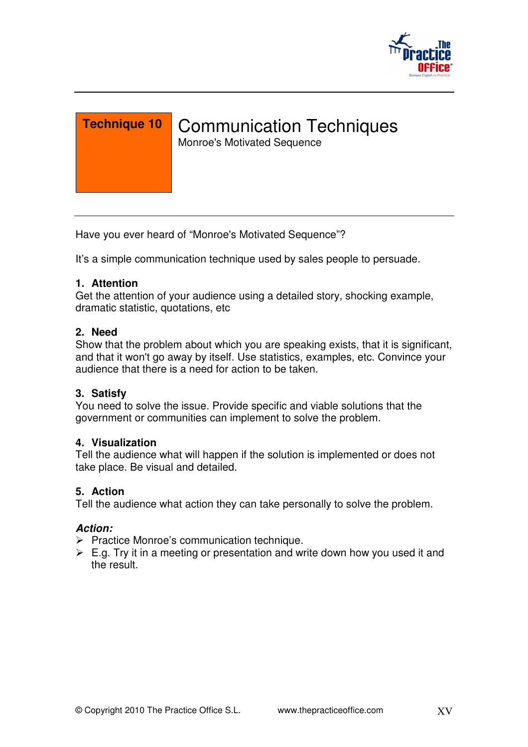**Technique 10**

# Communication Techniques

Monroe's Motivated Sequence

Have you ever heard of "Monroe's Motivated Sequence"?

It's a simple communication technique used by sales people to persuade.

**1. Attention**
Get the attention of your audience using a detailed story, shocking example, dramatic statistic, quotations, etc

**2. Need**
Show that the problem about which you are speaking exists, that it is significant, and that it won't go away by itself. Use statistics, examples, etc. Convince your audience that there is a need for action to be taken.

**3. Satisfy**
You need to solve the issue. Provide specific and viable solutions that the government or communities can implement to solve the problem.

**4. Visualization**
Tell the audience what will happen if the solution is implemented or does not take place. Be visual and detailed.

**5. Action**
Tell the audience what action they can take personally to solve the problem.

***Action:***

- Practice Monroe's communication technique.
- E.g. Try it in a meeting or presentation and write down how you used it and the result.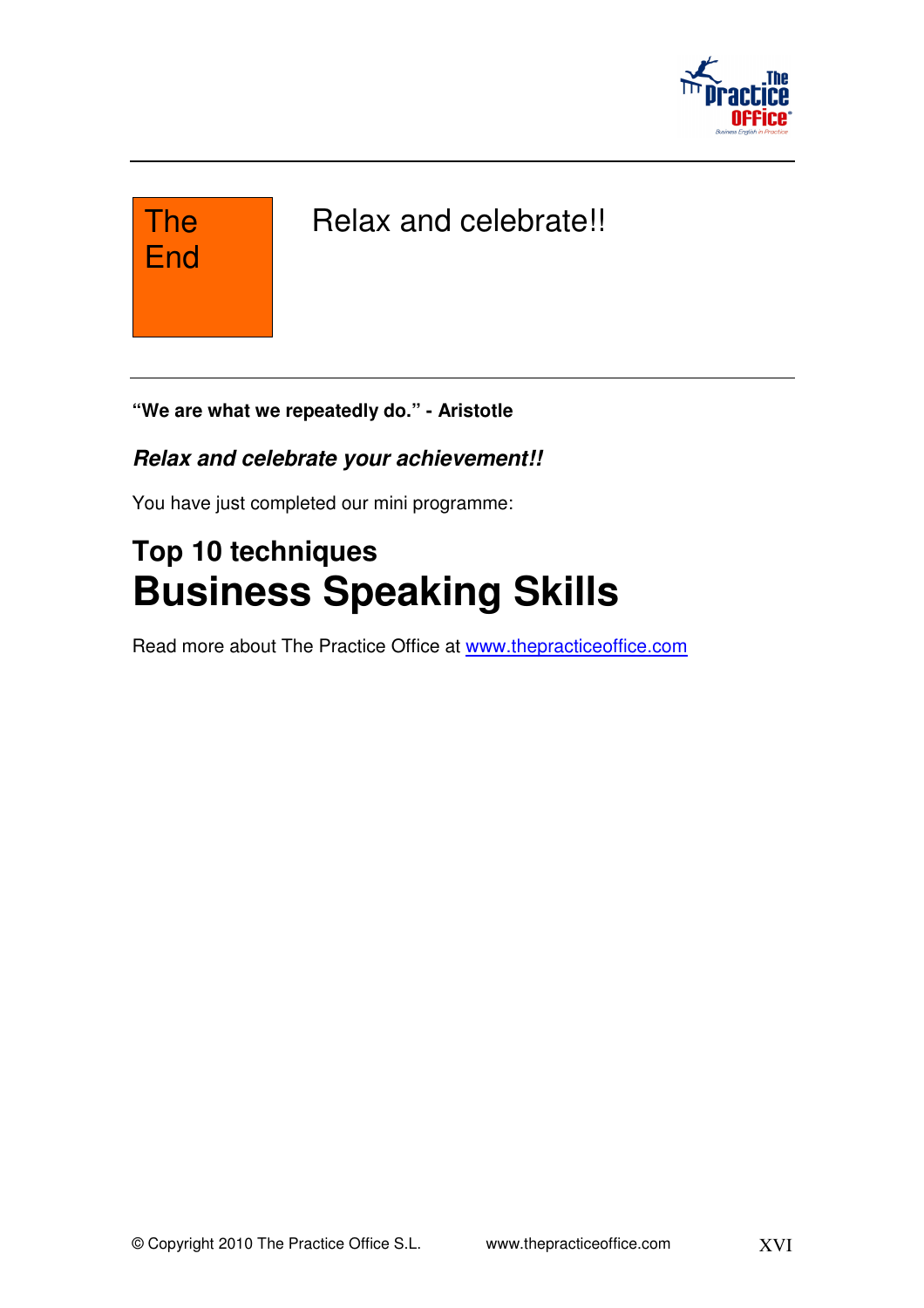The End

# Relax and celebrate!!

**"We are what we repeatedly do." - Aristotle**

***Relax and celebrate your achievement!!***

You have just completed our mini programme:

## Top 10 techniques

# Business Speaking Skills

Read more about The Practice Office at www.thepracticeoffice.com